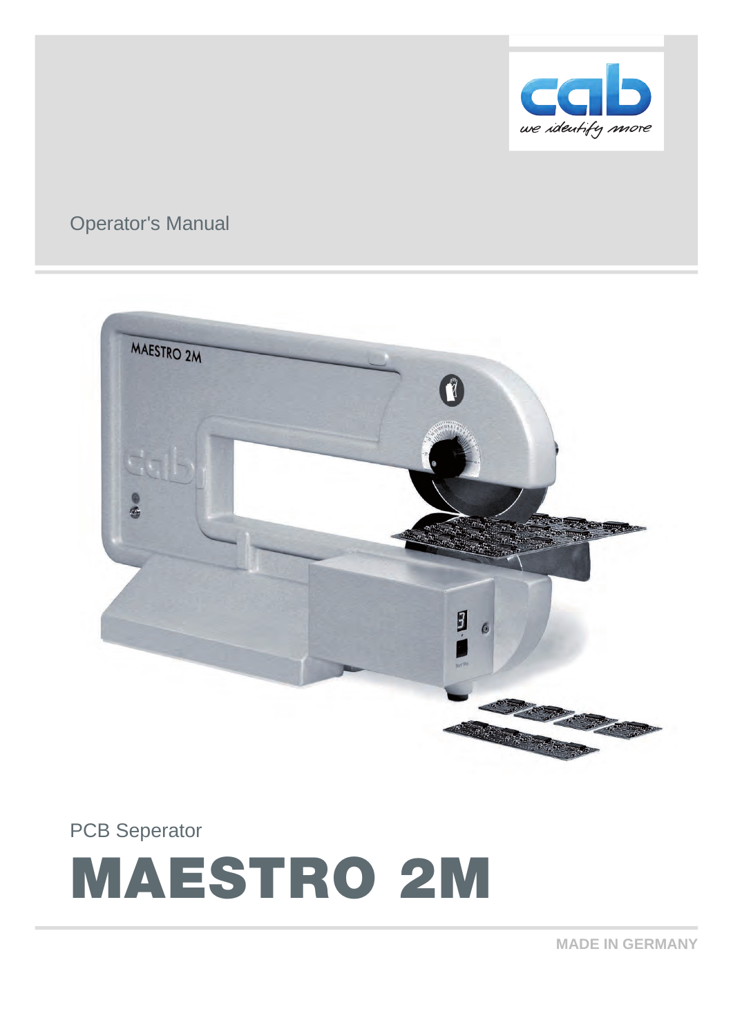Operator's Manual

PCB Seperator

# MAESTRO 2M

MADE IN GERMANY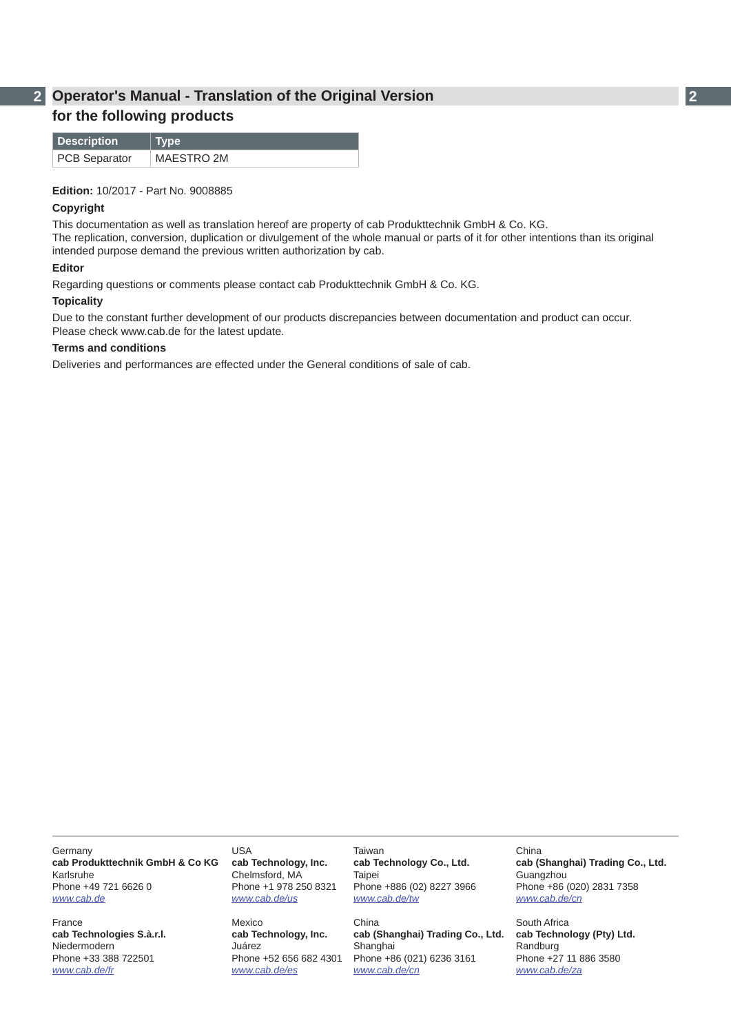# Operator's Manual - Translation of the Original Version for the following products

| Description | Type |
|---|---|
| PCB Separator | MAESTRO 2M |

**Edition:** 10/2017 - Part No. 9008885

**Copyright**

This documentation as well as translation hereof are property of cab Produkttechnik GmbH & Co. KG.
The replication, conversion, duplication or divulgement of the whole manual or parts of it for other intentions than its original intended purpose demand the previous written authorization by cab.

**Editor**

Regarding questions or comments please contact cab Produkttechnik GmbH & Co. KG.

**Topicality**

Due to the constant further development of our products discrepancies between documentation and product can occur.
Please check www.cab.de for the latest update.

**Terms and conditions**

Deliveries and performances are effected under the General conditions of sale of cab.

---

Germany
**cab Produkttechnik GmbH & Co KG**
Karlsruhe
Phone +49 721 6626 0
*www.cab.de*

France
**cab Technologies S.à.r.l.**
Niedermodern
Phone +33 388 722501
*www.cab.de/fr*

USA
**cab Technology, Inc.**
Chelmsford, MA
Phone +1 978 250 8321
*www.cab.de/us*

Mexico
**cab Technology, Inc.**
Juárez
Phone +52 656 682 4301
*www.cab.de/es*

Taiwan
**cab Technology Co., Ltd.**
Taipei
Phone +886 (02) 8227 3966
*www.cab.de/tw*

China
**cab (Shanghai) Trading Co., Ltd.**
Shanghai
Phone +86 (021) 6236 3161
*www.cab.de/cn*

China
**cab (Shanghai) Trading Co., Ltd.**
Guangzhou
Phone +86 (020) 2831 7358
*www.cab.de/cn*

South Africa
**cab Technology (Pty) Ltd.**
Randburg
Phone +27 11 886 3580
*www.cab.de/za*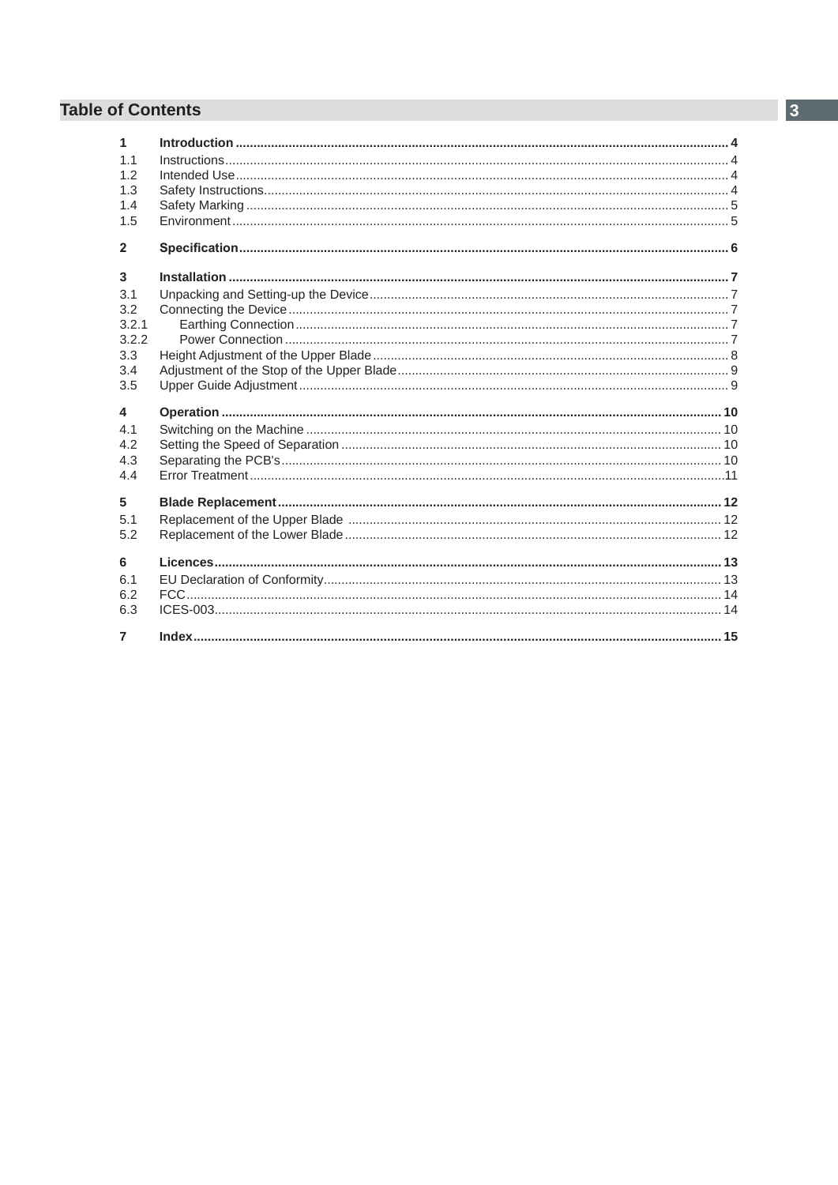# Table of Contents

| | | |
|---|---|---|
| **1** | **Introduction** | **4** |
| 1.1 | Instructions | 4 |
| 1.2 | Intended Use | 4 |
| 1.3 | Safety Instructions | 4 |
| 1.4 | Safety Marking | 5 |
| 1.5 | Environment | 5 |
| **2** | **Specification** | **6** |
| **3** | **Installation** | **7** |
| 3.1 | Unpacking and Setting-up the Device | 7 |
| 3.2 | Connecting the Device | 7 |
| 3.2.1 | Earthing Connection | 7 |
| 3.2.2 | Power Connection | 7 |
| 3.3 | Height Adjustment of the Upper Blade | 8 |
| 3.4 | Adjustment of the Stop of the Upper Blade | 9 |
| 3.5 | Upper Guide Adjustment | 9 |
| **4** | **Operation** | **10** |
| 4.1 | Switching on the Machine | 10 |
| 4.2 | Setting the Speed of Separation | 10 |
| 4.3 | Separating the PCB's | 10 |
| 4.4 | Error Treatment | 11 |
| **5** | **Blade Replacement** | **12** |
| 5.1 | Replacement of the Upper Blade | 12 |
| 5.2 | Replacement of the Lower Blade | 12 |
| **6** | **Licences** | **13** |
| 6.1 | EU Declaration of Conformity | 13 |
| 6.2 | FCC | 14 |
| 6.3 | ICES-003 | 14 |
| **7** | **Index** | **15** |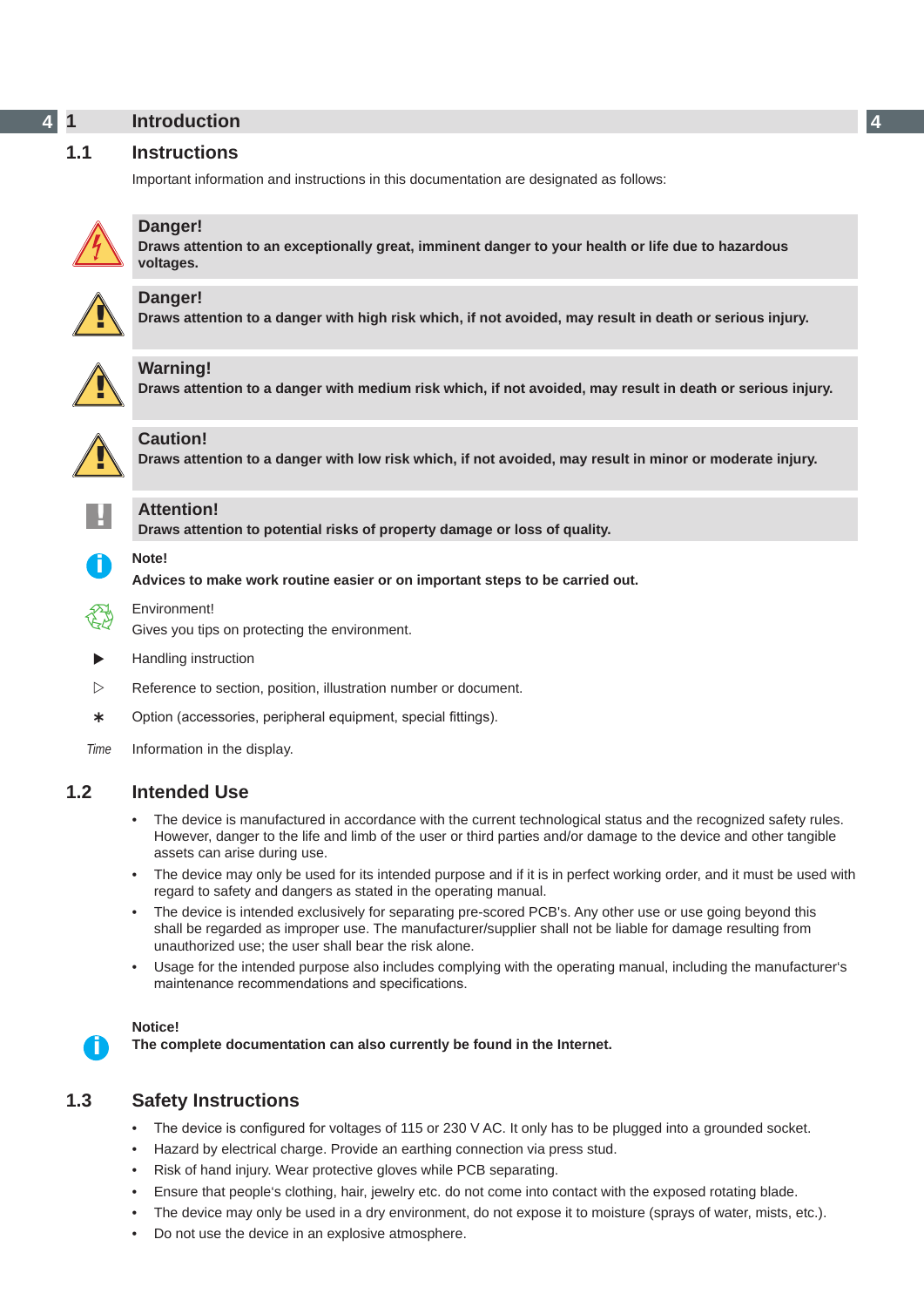# 1 Introduction

## 1.1 Instructions

Important information and instructions in this documentation are designated as follows:

**Danger!**
**Draws attention to an exceptionally great, imminent danger to your health or life due to hazardous voltages.**

**Danger!**
**Draws attention to a danger with high risk which, if not avoided, may result in death or serious injury.**

**Warning!**
**Draws attention to a danger with medium risk which, if not avoided, may result in death or serious injury.**

**Caution!**
**Draws attention to a danger with low risk which, if not avoided, may result in minor or moderate injury.**

**Attention!**
**Draws attention to potential risks of property damage or loss of quality.**

**Note!**
**Advices to make work routine easier or on important steps to be carried out.**

Environment!
Gives you tips on protecting the environment.

▶ Handling instruction

▷ Reference to section, position, illustration number or document.

∗ Option (accessories, peripheral equipment, special fittings).

*Time* Information in the display.

## 1.2 Intended Use

- The device is manufactured in accordance with the current technological status and the recognized safety rules. However, danger to the life and limb of the user or third parties and/or damage to the device and other tangible assets can arise during use.
- The device may only be used for its intended purpose and if it is in perfect working order, and it must be used with regard to safety and dangers as stated in the operating manual.
- The device is intended exclusively for separating pre-scored PCB's. Any other use or use going beyond this shall be regarded as improper use. The manufacturer/supplier shall not be liable for damage resulting from unauthorized use; the user shall bear the risk alone.
- Usage for the intended purpose also includes complying with the operating manual, including the manufacturer's maintenance recommendations and specifications.

**Notice!**
**The complete documentation can also currently be found in the Internet.**

## 1.3 Safety Instructions

- The device is configured for voltages of 115 or 230 V AC. It only has to be plugged into a grounded socket.
- Hazard by electrical charge. Provide an earthing connection via press stud.
- Risk of hand injury. Wear protective gloves while PCB separating.
- Ensure that people's clothing, hair, jewelry etc. do not come into contact with the exposed rotating blade.
- The device may only be used in a dry environment, do not expose it to moisture (sprays of water, mists, etc.).
- Do not use the device in an explosive atmosphere.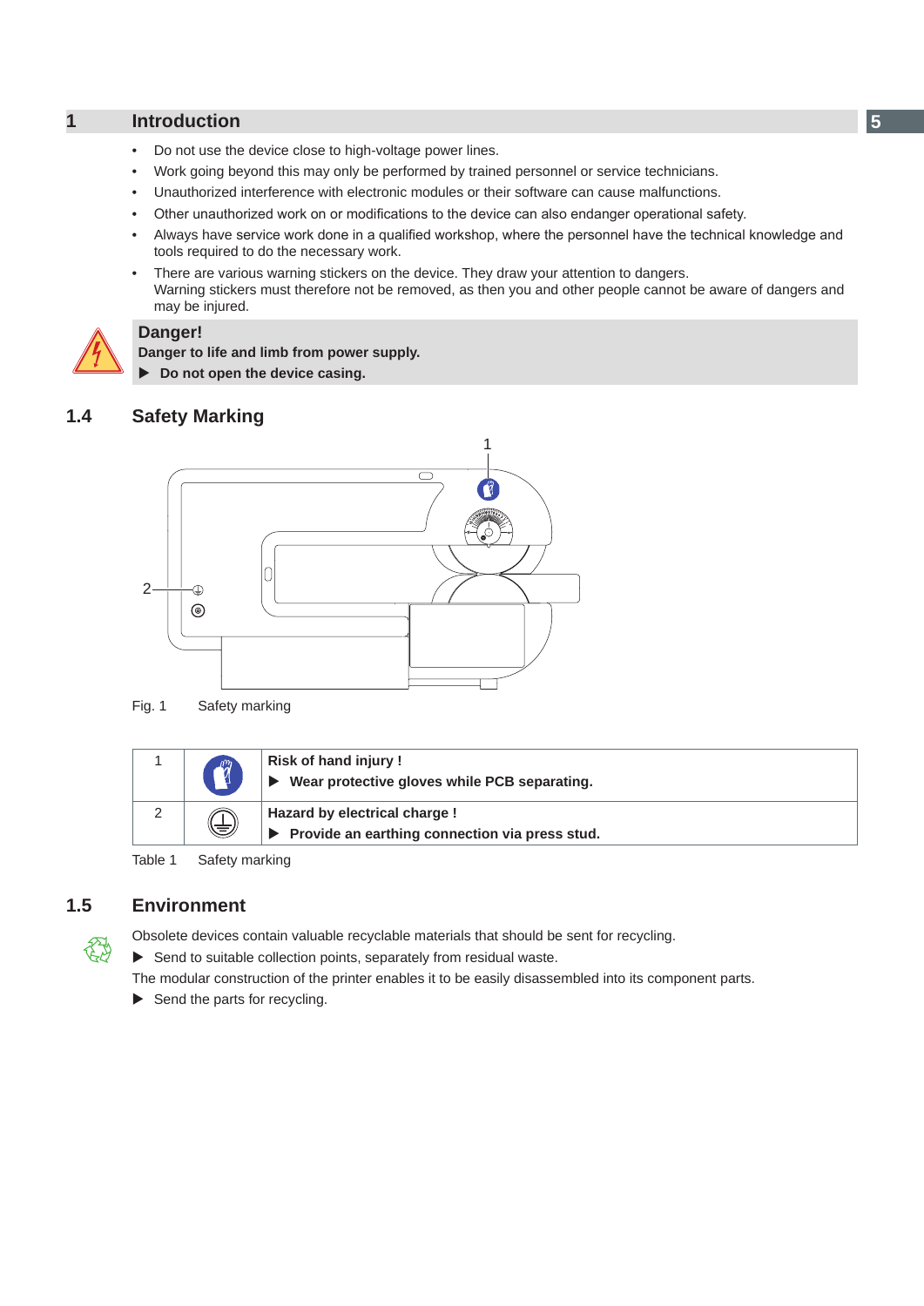# 1 Introduction

- Do not use the device close to high-voltage power lines.
- Work going beyond this may only be performed by trained personnel or service technicians.
- Unauthorized interference with electronic modules or their software can cause malfunctions.
- Other unauthorized work on or modifications to the device can also endanger operational safety.
- Always have service work done in a qualified workshop, where the personnel have the technical knowledge and tools required to do the necessary work.
- There are various warning stickers on the device. They draw your attention to dangers.
  Warning stickers must therefore not be removed, as then you and other people cannot be aware of dangers and may be injured.

**Danger!**
**Danger to life and limb from power supply.**
▶ **Do not open the device casing.**

## 1.4 Safety Marking

Fig. 1 Safety marking

| | | |
|---|---|---|
| 1 | | **Risk of hand injury !** ▶ **Wear protective gloves while PCB separating.** |
| 2 | | **Hazard by electrical charge !** ▶ **Provide an earthing connection via press stud.** |

Table 1 Safety marking

## 1.5 Environment

Obsolete devices contain valuable recyclable materials that should be sent for recycling.

▶ Send to suitable collection points, separately from residual waste.

The modular construction of the printer enables it to be easily disassembled into its component parts.

▶ Send the parts for recycling.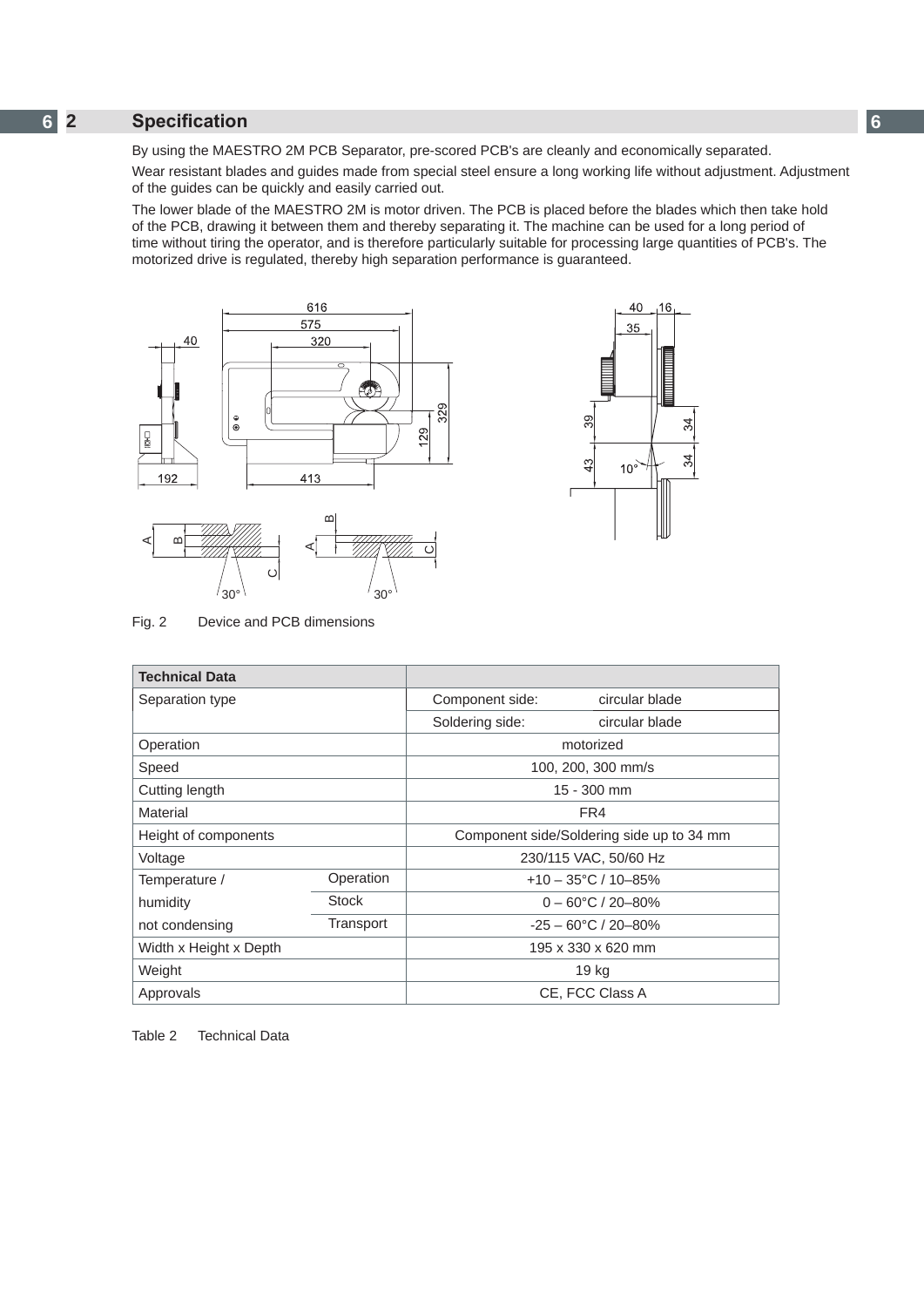## 2 Specification

By using the MAESTRO 2M PCB Separator, pre-scored PCB's are cleanly and economically separated.

Wear resistant blades and guides made from special steel ensure a long working life without adjustment. Adjustment of the guides can be quickly and easily carried out.

The lower blade of the MAESTRO 2M is motor driven. The PCB is placed before the blades which then take hold of the PCB, drawing it between them and thereby separating it. The machine can be used for a long period of time without tiring the operator, and is therefore particularly suitable for processing large quantities of PCB's. The motorized drive is regulated, thereby high separation performance is guaranteed.

Fig. 2 Device and PCB dimensions

| Technical Data | | |
|---|---|---|
| Separation type | | Component side: circular blade |
| | | Soldering side: circular blade |
| Operation | | motorized |
| Speed | | 100, 200, 300 mm/s |
| Cutting length | | 15 - 300 mm |
| Material | | FR4 |
| Height of components | | Component side/Soldering side up to 34 mm |
| Voltage | | 230/115 VAC, 50/60 Hz |
| Temperature / | Operation | +10 – 35°C / 10–85% |
| humidity | Stock | 0 – 60°C / 20–80% |
| not condensing | Transport | -25 – 60°C / 20–80% |
| Width x Height x Depth | | 195 x 330 x 620 mm |
| Weight | | 19 kg |
| Approvals | | CE, FCC Class A |

Table 2 Technical Data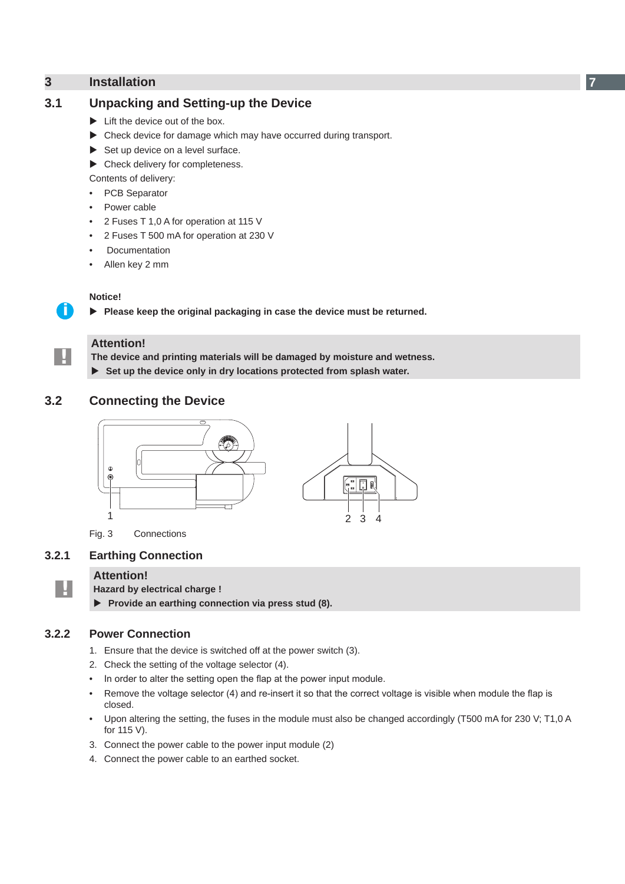# 3 Installation

## 3.1 Unpacking and Setting-up the Device

- ▶ Lift the device out of the box.
- ▶ Check device for damage which may have occurred during transport.
- ▶ Set up device on a level surface.
- ▶ Check delivery for completeness.

Contents of delivery:

- PCB Separator
- Power cable
- 2 Fuses T 1,0 A for operation at 115 V
- 2 Fuses T 500 mA for operation at 230 V
- Documentation
- Allen key 2 mm

**Notice!**

▶ **Please keep the original packaging in case the device must be returned.**

**Attention!**

**The device and printing materials will be damaged by moisture and wetness.**

▶ **Set up the device only in dry locations protected from splash water.**

## 3.2 Connecting the Device

1

2 3 4

Fig. 3 Connections

### 3.2.1 Earthing Connection

**Attention!**

**Hazard by electrical charge !**

▶ **Provide an earthing connection via press stud (8).**

### 3.2.2 Power Connection

1. Ensure that the device is switched off at the power switch (3).
2. Check the setting of the voltage selector (4).
   - In order to alter the setting open the flap at the power input module.
   - Remove the voltage selector (4) and re-insert it so that the correct voltage is visible when module the flap is closed.
   - Upon altering the setting, the fuses in the module must also be changed accordingly (T500 mA for 230 V; T1,0 A for 115 V).
3. Connect the power cable to the power input module (2)
4. Connect the power cable to an earthed socket.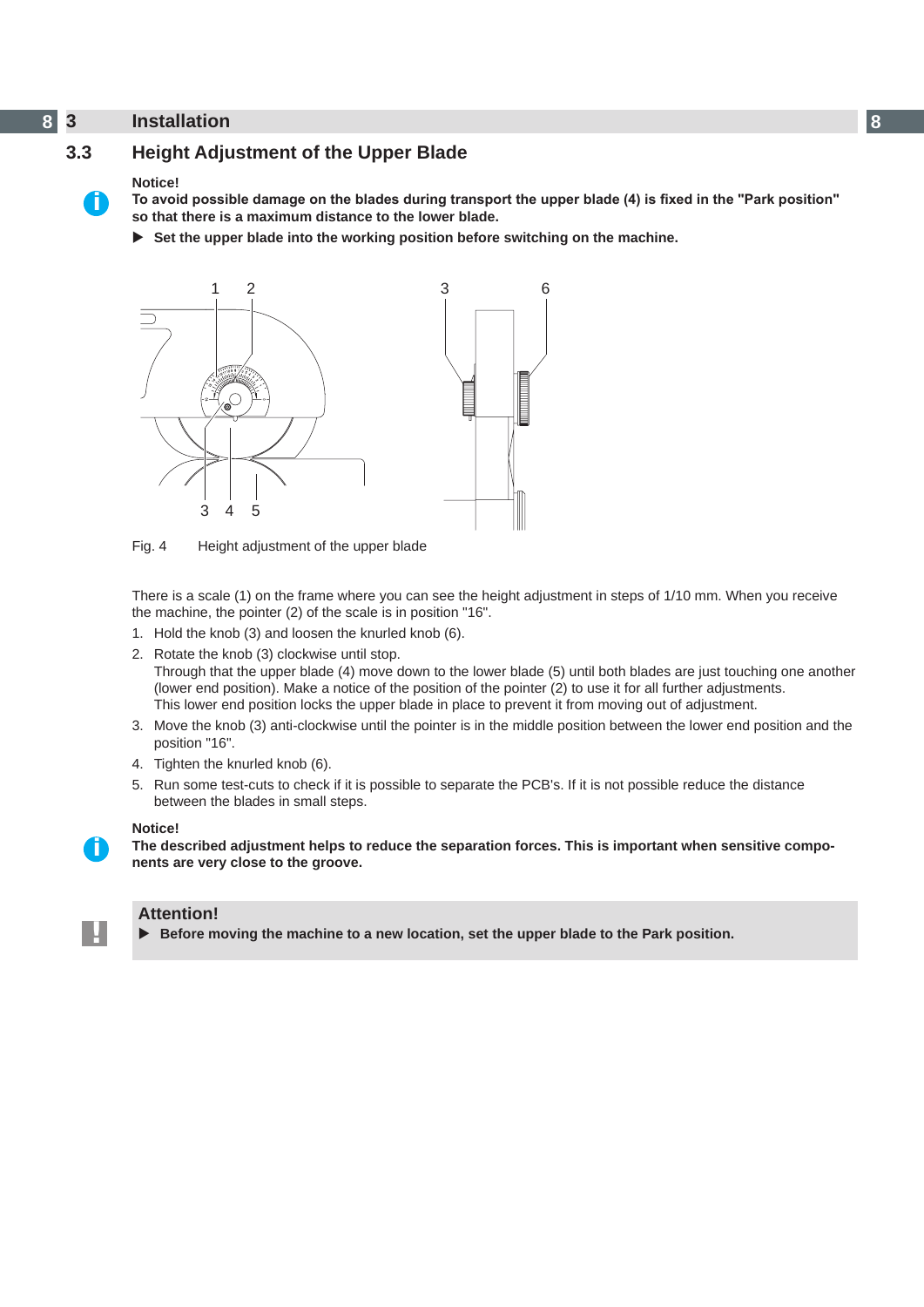# 3 Installation

## 3.3 Height Adjustment of the Upper Blade

**Notice!**
**To avoid possible damage on the blades during transport the upper blade (4) is fixed in the "Park position" so that there is a maximum distance to the lower blade.**

▶ **Set the upper blade into the working position before switching on the machine.**

Fig. 4 Height adjustment of the upper blade

There is a scale (1) on the frame where you can see the height adjustment in steps of 1/10 mm. When you receive the machine, the pointer (2) of the scale is in position "16".

1. Hold the knob (3) and loosen the knurled knob (6).
2. Rotate the knob (3) clockwise until stop.
   Through that the upper blade (4) move down to the lower blade (5) until both blades are just touching one another (lower end position). Make a notice of the position of the pointer (2) to use it for all further adjustments.
   This lower end position locks the upper blade in place to prevent it from moving out of adjustment.
3. Move the knob (3) anti-clockwise until the pointer is in the middle position between the lower end position and the position "16".
4. Tighten the knurled knob (6).
5. Run some test-cuts to check if it is possible to separate the PCB's. If it is not possible reduce the distance between the blades in small steps.

**Notice!**
**The described adjustment helps to reduce the separation forces. This is important when sensitive components are very close to the groove.**

**Attention!**
▶ **Before moving the machine to a new location, set the upper blade to the Park position.**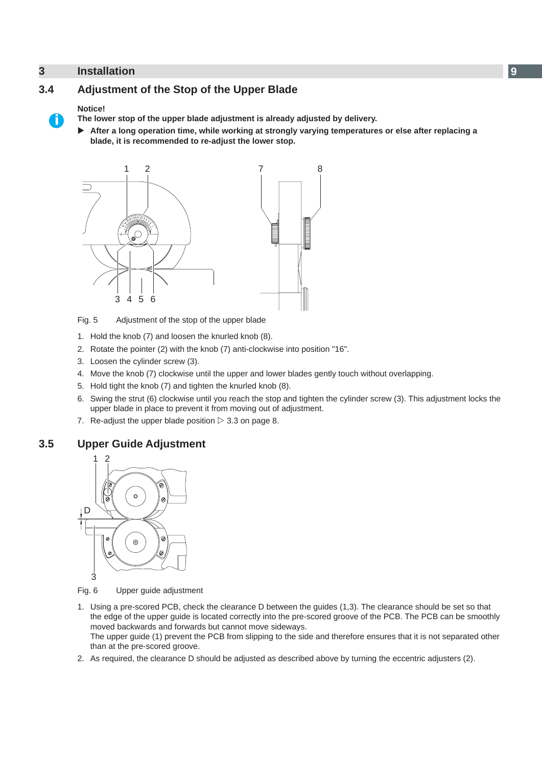## 3.4 Adjustment of the Stop of the Upper Blade

**Notice!**

**The lower stop of the upper blade adjustment is already adjusted by delivery.**

- **After a long operation time, while working at strongly varying temperatures or else after replacing a blade, it is recommended to re-adjust the lower stop.**

Fig. 5 Adjustment of the stop of the upper blade

1. Hold the knob (7) and loosen the knurled knob (8).
2. Rotate the pointer (2) with the knob (7) anti-clockwise into position "16".
3. Loosen the cylinder screw (3).
4. Move the knob (7) clockwise until the upper and lower blades gently touch without overlapping.
5. Hold tight the knob (7) and tighten the knurled knob (8).
6. Swing the strut (6) clockwise until you reach the stop and tighten the cylinder screw (3). This adjustment locks the upper blade in place to prevent it from moving out of adjustment.
7. Re-adjust the upper blade position ▷ 3.3 on page 8.

## 3.5 Upper Guide Adjustment

Fig. 6 Upper guide adjustment

1. Using a pre-scored PCB, check the clearance D between the guides (1,3). The clearance should be set so that the edge of the upper guide is located correctly into the pre-scored groove of the PCB. The PCB can be smoothly moved backwards and forwards but cannot move sideways.
   The upper guide (1) prevent the PCB from slipping to the side and therefore ensures that it is not separated other than at the pre-scored groove.
2. As required, the clearance D should be adjusted as described above by turning the eccentric adjusters (2).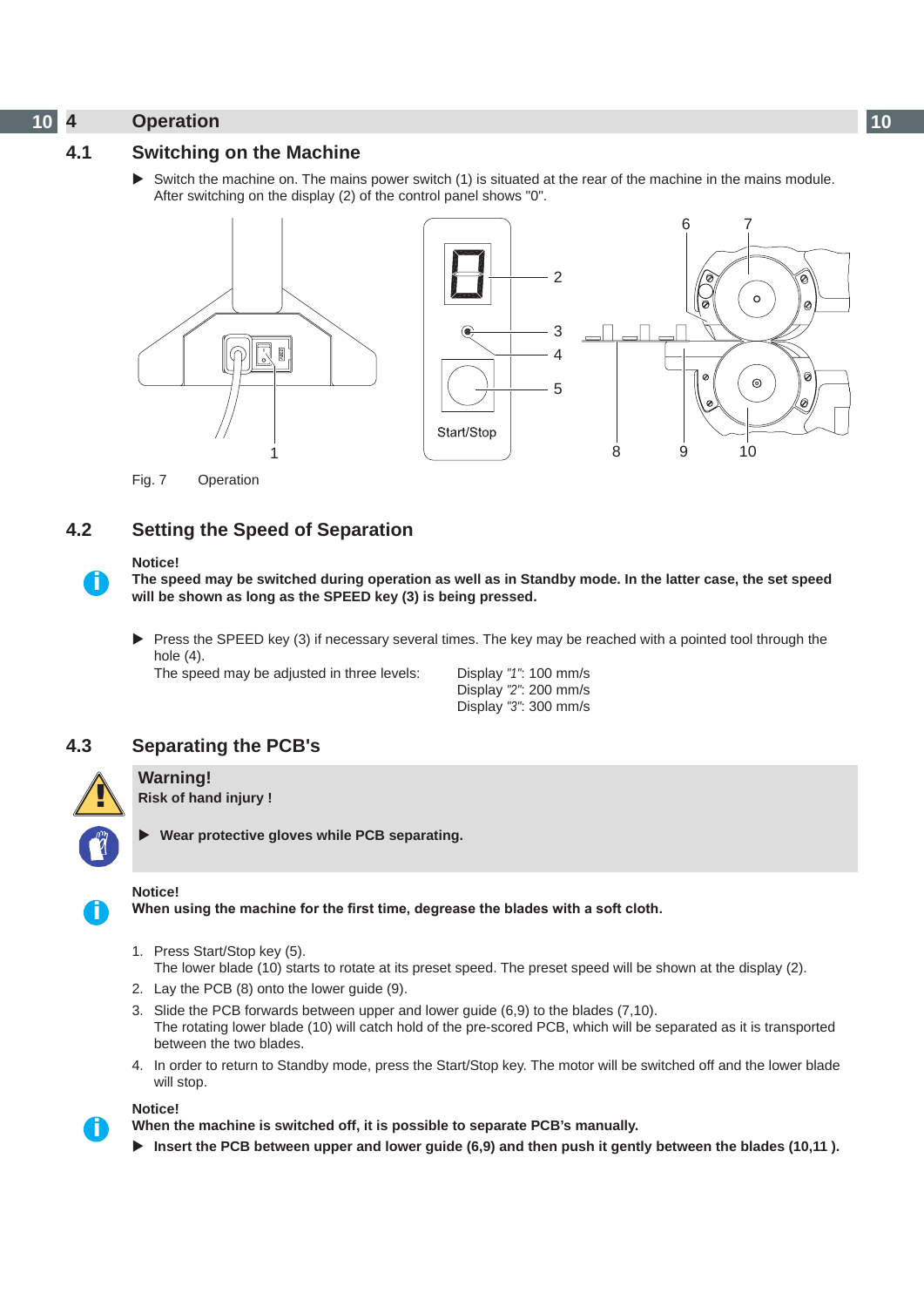# 4 Operation

## 4.1 Switching on the Machine

▶ Switch the machine on. The mains power switch (1) is situated at the rear of the machine in the mains module. After switching on the display (2) of the control panel shows "0".

Fig. 7 Operation

## 4.2 Setting the Speed of Separation

**Notice!**
**The speed may be switched during operation as well as in Standby mode. In the latter case, the set speed will be shown as long as the SPEED key (3) is being pressed.**

▶ Press the SPEED key (3) if necessary several times. The key may be reached with a pointed tool through the hole (4).
The speed may be adjusted in three levels: Display *"1"*: 100 mm/s
Display *"2"*: 200 mm/s
Display *"3"*: 300 mm/s

## 4.3 Separating the PCB's

**Warning!**
**Risk of hand injury !**

▶ **Wear protective gloves while PCB separating.**

**Notice!**
**When using the machine for the first time, degrease the blades with a soft cloth.**

1. Press Start/Stop key (5).
   The lower blade (10) starts to rotate at its preset speed. The preset speed will be shown at the display (2).
2. Lay the PCB (8) onto the lower guide (9).
3. Slide the PCB forwards between upper and lower guide (6,9) to the blades (7,10).
   The rotating lower blade (10) will catch hold of the pre-scored PCB, which will be separated as it is transported between the two blades.
4. In order to return to Standby mode, press the Start/Stop key. The motor will be switched off and the lower blade will stop.

**Notice!**
**When the machine is switched off, it is possible to separate PCB's manually.**
▶ **Insert the PCB between upper and lower guide (6,9) and then push it gently between the blades (10,11 ).**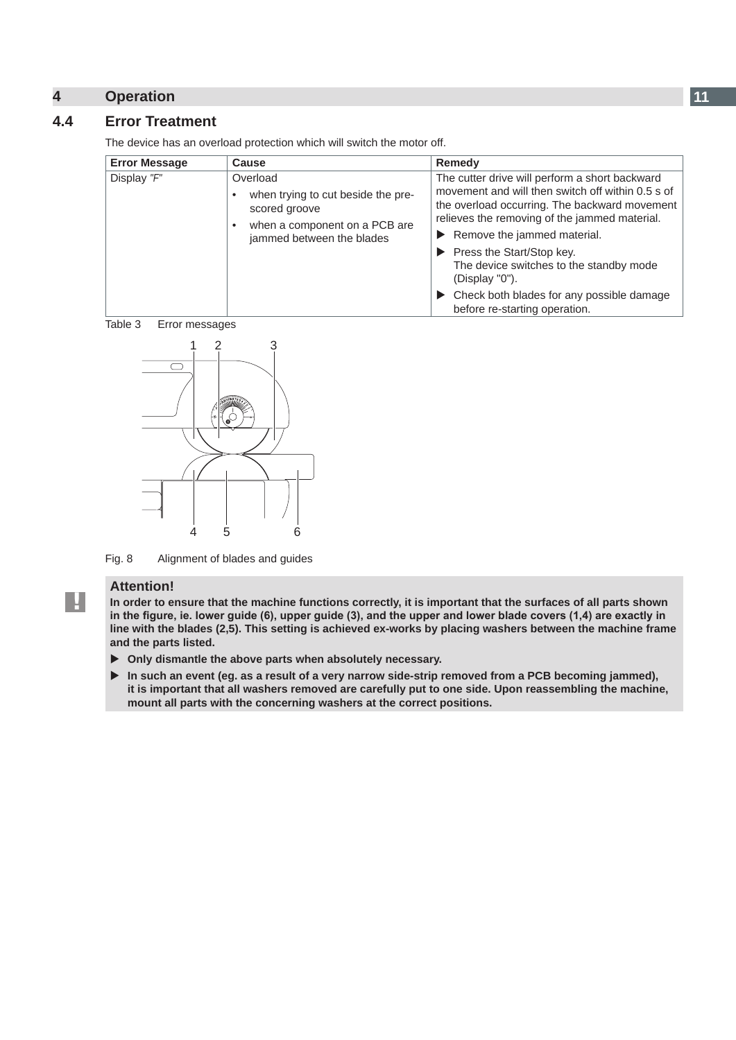# 4 Operation

## 4.4 Error Treatment

The device has an overload protection which will switch the motor off.

| Error Message | Cause | Remedy |
|---|---|---|
| Display *"F"* | Overload<br>• when trying to cut beside the pre-scored groove<br>• when a component on a PCB are jammed between the blades | The cutter drive will perform a short backward movement and will then switch off within 0.5 s of the overload occurring. The backward movement relieves the removing of the jammed material.<br>▶ Remove the jammed material.<br>▶ Press the Start/Stop key. The device switches to the standby mode (Display "0").<br>▶ Check both blades for any possible damage before re-starting operation. |

Table 3 Error messages

Fig. 8 Alignment of blades and guides

**Attention!**

**In order to ensure that the machine functions correctly, it is important that the surfaces of all parts shown in the figure, ie. lower guide (6), upper guide (3), and the upper and lower blade covers (1,4) are exactly in line with the blades (2,5). This setting is achieved ex-works by placing washers between the machine frame and the parts listed.**

- **Only dismantle the above parts when absolutely necessary.**
- **In such an event (eg. as a result of a very narrow side-strip removed from a PCB becoming jammed), it is important that all washers removed are carefully put to one side. Upon reassembling the machine, mount all parts with the concerning washers at the correct positions.**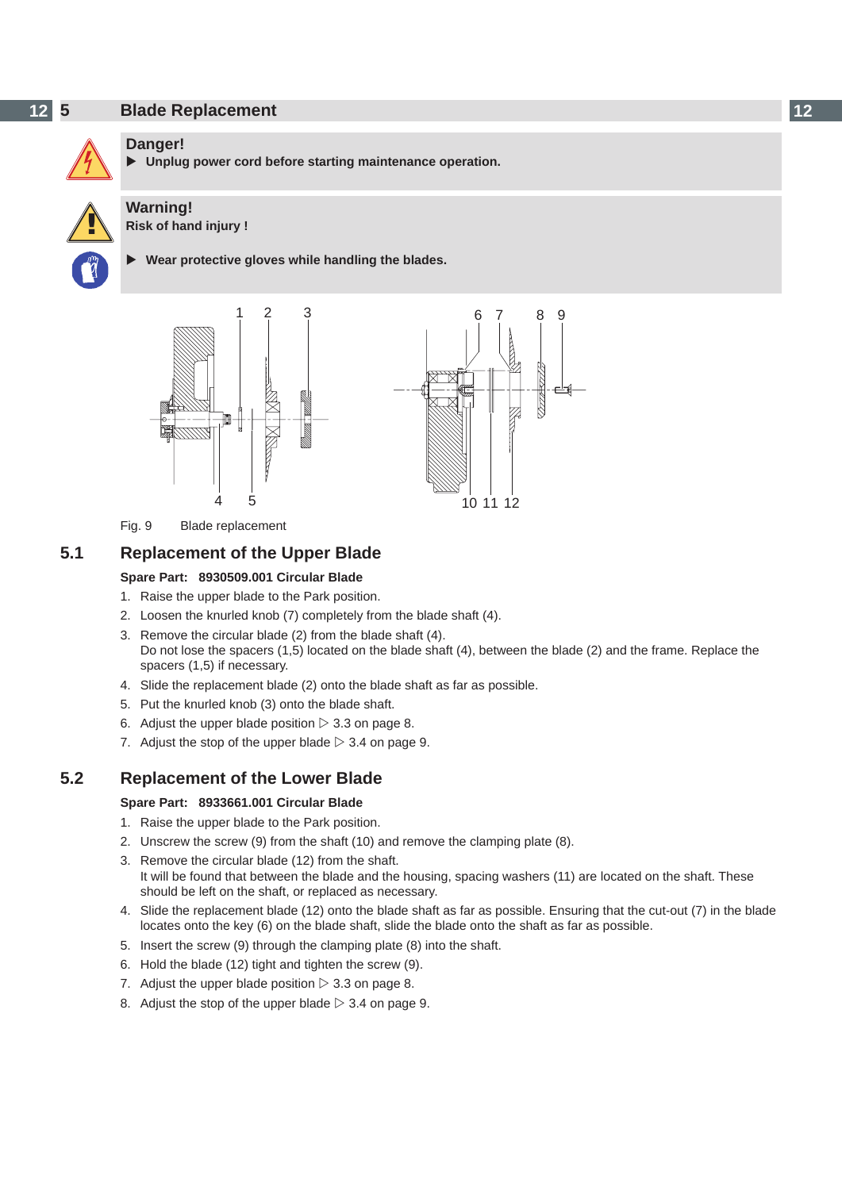# 5 Blade Replacement

**Danger!**

▶ **Unplug power cord before starting maintenance operation.**

**Warning!**

**Risk of hand injury !**

▶ **Wear protective gloves while handling the blades.**

Fig. 9 Blade replacement

## 5.1 Replacement of the Upper Blade

**Spare Part: 8930509.001 Circular Blade**

1. Raise the upper blade to the Park position.
2. Loosen the knurled knob (7) completely from the blade shaft (4).
3. Remove the circular blade (2) from the blade shaft (4).
   Do not lose the spacers (1,5) located on the blade shaft (4), between the blade (2) and the frame. Replace the spacers (1,5) if necessary.
4. Slide the replacement blade (2) onto the blade shaft as far as possible.
5. Put the knurled knob (3) onto the blade shaft.
6. Adjust the upper blade position ▷ 3.3 on page 8.
7. Adjust the stop of the upper blade ▷ 3.4 on page 9.

## 5.2 Replacement of the Lower Blade

**Spare Part: 8933661.001 Circular Blade**

1. Raise the upper blade to the Park position.
2. Unscrew the screw (9) from the shaft (10) and remove the clamping plate (8).
3. Remove the circular blade (12) from the shaft.
   It will be found that between the blade and the housing, spacing washers (11) are located on the shaft. These should be left on the shaft, or replaced as necessary.
4. Slide the replacement blade (12) onto the blade shaft as far as possible. Ensuring that the cut-out (7) in the blade locates onto the key (6) on the blade shaft, slide the blade onto the shaft as far as possible.
5. Insert the screw (9) through the clamping plate (8) into the shaft.
6. Hold the blade (12) tight and tighten the screw (9).
7. Adjust the upper blade position ▷ 3.3 on page 8.
8. Adjust the stop of the upper blade ▷ 3.4 on page 9.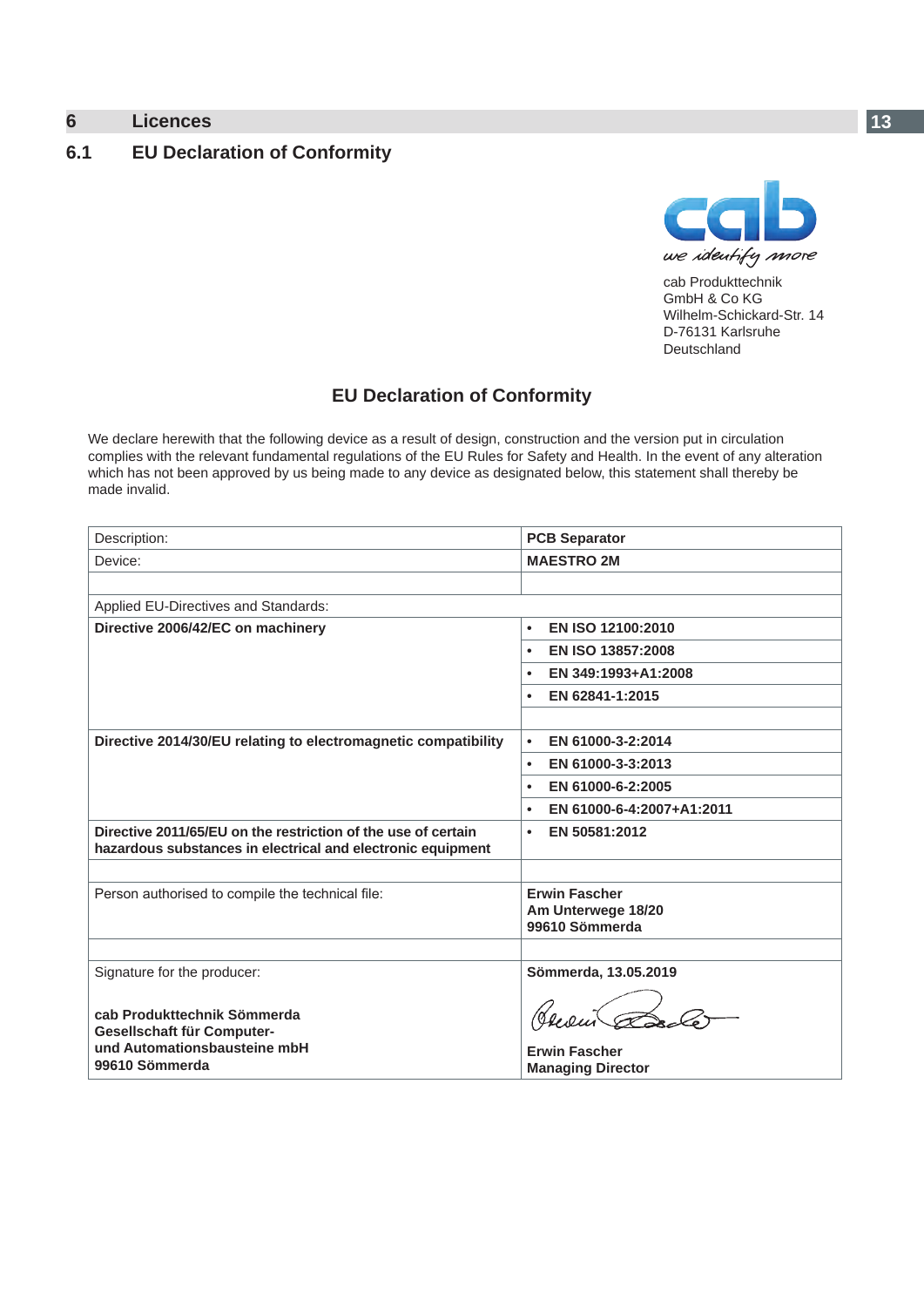# 6 Licences

## 6.1 EU Declaration of Conformity

cab

*we identify more*

cab Produkttechnik
GmbH & Co KG
Wilhelm-Schickard-Str. 14
D-76131 Karlsruhe
Deutschland

### EU Declaration of Conformity

We declare herewith that the following device as a result of design, construction and the version put in circulation complies with the relevant fundamental regulations of the EU Rules for Safety and Health. In the event of any alteration which has not been approved by us being made to any device as designated below, this statement shall thereby be made invalid.

| Description: | **PCB Separator** |
|---|---|
| Device: | **MAESTRO 2M** |
| | |
| Applied EU-Directives and Standards: | |
| **Directive 2006/42/EC on machinery** | • **EN ISO 12100:2010** |
| | • **EN ISO 13857:2008** |
| | • **EN 349:1993+A1:2008** |
| | • **EN 62841-1:2015** |
| | |
| **Directive 2014/30/EU relating to electromagnetic compatibility** | • **EN 61000-3-2:2014** |
| | • **EN 61000-3-3:2013** |
| | • **EN 61000-6-2:2005** |
| | • **EN 61000-6-4:2007+A1:2011** |
| **Directive 2011/65/EU on the restriction of the use of certain hazardous substances in electrical and electronic equipment** | • **EN 50581:2012** |
| | |
| Person authorised to compile the technical file: | **Erwin Fascher**<br>**Am Unterwege 18/20**<br>**99610 Sömmerda** |
| | |
| Signature for the producer:<br><br>**cab Produkttechnik Sömmerda**<br>**Gesellschaft für Computer-**<br>**und Automationsbausteine mbH**<br>**99610 Sömmerda** | **Sömmerda, 13.05.2019**<br><br>**Erwin Fascher**<br>**Managing Director** |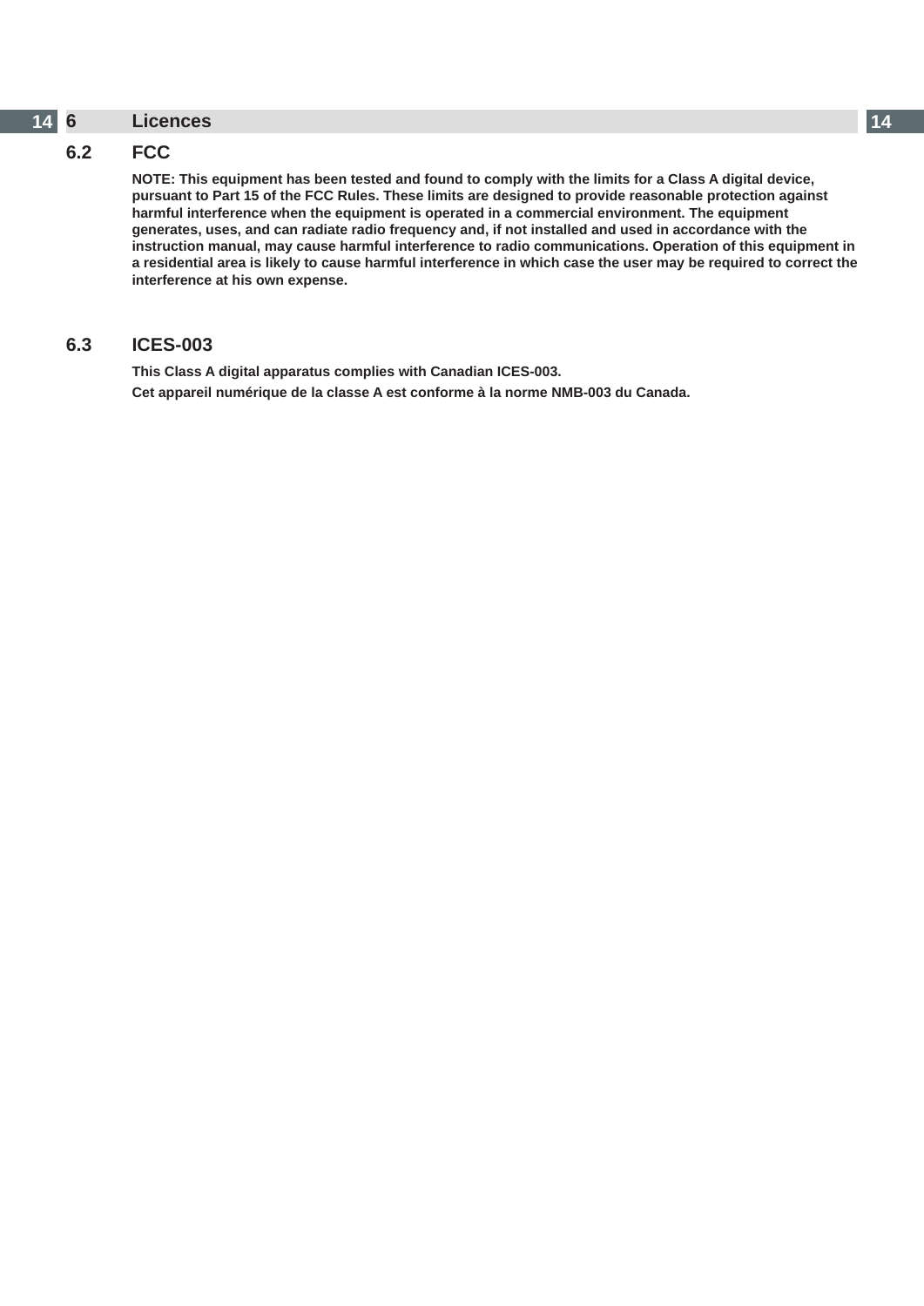# 6 Licences

## 6.2 FCC

**NOTE: This equipment has been tested and found to comply with the limits for a Class A digital device, pursuant to Part 15 of the FCC Rules. These limits are designed to provide reasonable protection against harmful interference when the equipment is operated in a commercial environment. The equipment generates, uses, and can radiate radio frequency and, if not installed and used in accordance with the instruction manual, may cause harmful interference to radio communications. Operation of this equipment in a residential area is likely to cause harmful interference in which case the user may be required to correct the interference at his own expense.**

## 6.3 ICES-003

**This Class A digital apparatus complies with Canadian ICES-003.**

**Cet appareil numérique de la classe A est conforme à la norme NMB-003 du Canada.**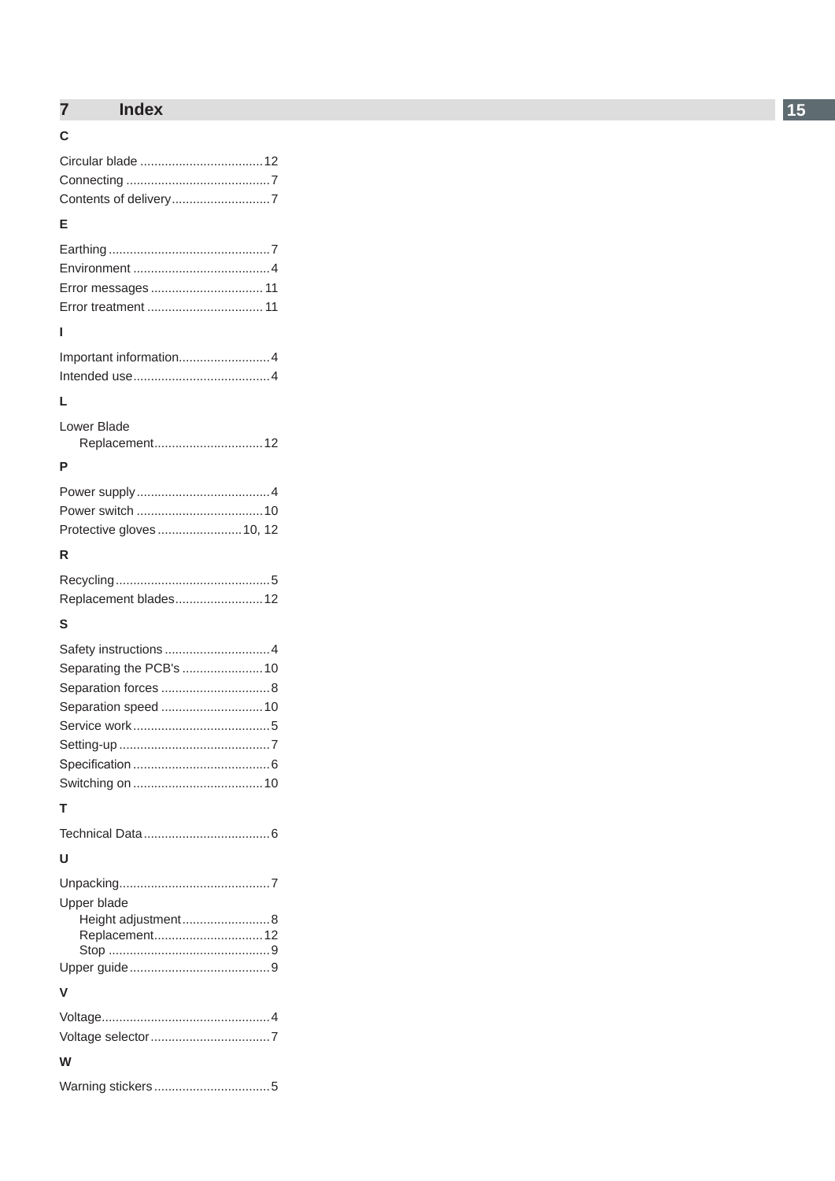# 7 Index

**C**

Circular blade ....................................12
Connecting ..........................................7
Contents of delivery............................7

**E**

Earthing ...............................................7
Environment ........................................4
Error messages ................................ 11
Error treatment ................................. 11

**I**

Important information..........................4
Intended use........................................4

**L**

Lower Blade
    Replacement...............................12

**P**

Power supply.......................................4
Power switch ....................................10
Protective gloves........................10, 12

**R**

Recycling.............................................5
Replacement blades.........................12

**S**

Safety instructions ..............................4
Separating the PCB's .......................10
Separation forces ...............................8
Separation speed .............................10
Service work........................................5
Setting-up ............................................7
Specification ........................................6
Switching on .....................................10

**T**

Technical Data.....................................6

**U**

Unpacking............................................7
Upper blade
    Height adjustment.........................8
    Replacement...............................12
    Stop ..............................................9
Upper guide.........................................9

**V**

Voltage.................................................4
Voltage selector..................................7

**W**

Warning stickers.................................5